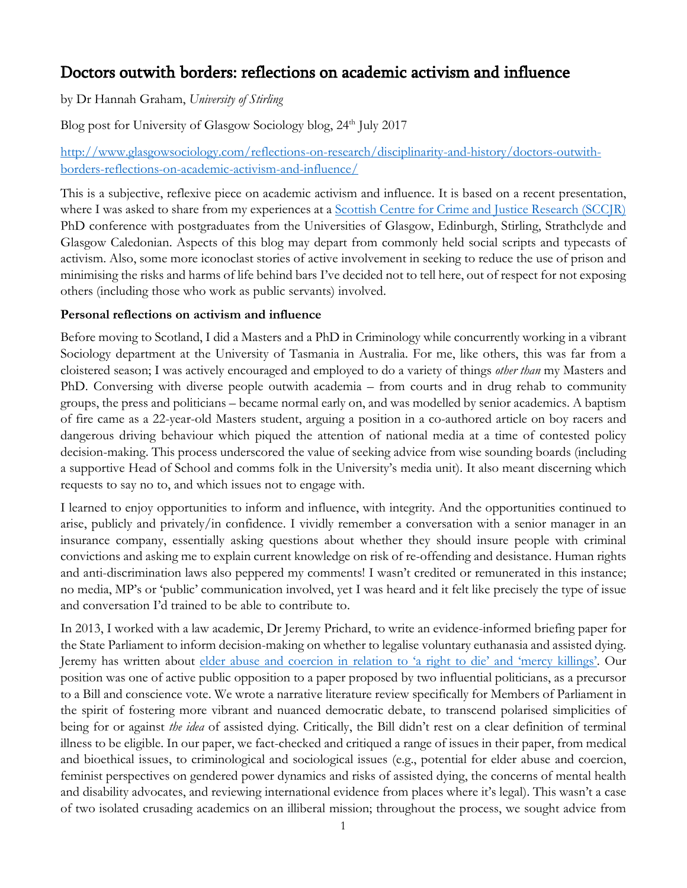# Doctors outwith borders: reflections on academic activism and influence

by Dr Hannah Graham, *University of Stirling*

Blog post for University of Glasgow Sociology blog, 24th July 2017

[http://www.glasgowsociology.com/reflections-on-research/disciplinarity-and-history/doctors-outwith-borders-reflections-on-academic-activism-and-influence/](http://www.glasgowsociology.com/reflections-on-research/disciplinarity-and-history/doctors-outwith-borders-reflections-on-academic-activism-and-influence/)

This is a subjective, reflexive piece on academic activism and influence. It is based on a recent presentation, where I was asked to share from my experiences at a Scottish Centre for Crime and Justice Research (SCCJR) PhD conference with postgraduates from the Universities of Glasgow, Edinburgh, Stirling, Strathclyde and Glasgow Caledonian. Aspects of this blog may depart from commonly held social scripts and typecasts of activism. Also, some more iconoclast stories of active involvement in seeking to reduce the use of prison and minimising the risks and harms of life behind bars I've decided not to tell here, out of respect for not exposing others (including those who work as public servants) involved.

**Personal reflections on activism and influence**

Before moving to Scotland, I did a Masters and a PhD in Criminology while concurrently working in a vibrant Sociology department at the University of Tasmania in Australia. For me, like others, this was far from a cloistered season; I was actively encouraged and employed to do a variety of things *other than* my Masters and PhD. Conversing with diverse people outwith academia – from courts and in drug rehab to community groups, the press and politicians – became normal early on, and was modelled by senior academics. A baptism of fire came as a 22-year-old Masters student, arguing a position in a co-authored article on boy racers and dangerous driving behaviour which piqued the attention of national media at a time of contested policy decision-making. This process underscored the value of seeking advice from wise sounding boards (including a supportive Head of School and comms folk in the University's media unit). It also meant discerning which requests to say no to, and which issues not to engage with.

I learned to enjoy opportunities to inform and influence, with integrity. And the opportunities continued to arise, publicly and privately/in confidence. I vividly remember a conversation with a senior manager in an insurance company, essentially asking questions about whether they should insure people with criminal convictions and asking me to explain current knowledge on risk of re-offending and desistance. Human rights and anti-discrimination laws also peppered my comments! I wasn't credited or remunerated in this instance; no media, MP's or 'public' communication involved, yet I was heard and it felt like precisely the type of issue and conversation I'd trained to be able to contribute to.

In 2013, I worked with a law academic, Dr Jeremy Prichard, to write an evidence-informed briefing paper for the State Parliament to inform decision-making on whether to legalise voluntary euthanasia and assisted dying. Jeremy has written about elder abuse and coercion in relation to 'a right to die' and 'mercy killings'. Our position was one of active public opposition to a paper proposed by two influential politicians, as a precursor to a Bill and conscience vote. We wrote a narrative literature review specifically for Members of Parliament in the spirit of fostering more vibrant and nuanced democratic debate, to transcend polarised simplicities of being for or against *the idea* of assisted dying. Critically, the Bill didn't rest on a clear definition of terminal illness to be eligible. In our paper, we fact-checked and critiqued a range of issues in their paper, from medical and bioethical issues, to criminological and sociological issues (e.g., potential for elder abuse and coercion, feminist perspectives on gendered power dynamics and risks of assisted dying, the concerns of mental health and disability advocates, and reviewing international evidence from places where it's legal). This wasn't a case of two isolated crusading academics on an illiberal mission; throughout the process, we sought advice from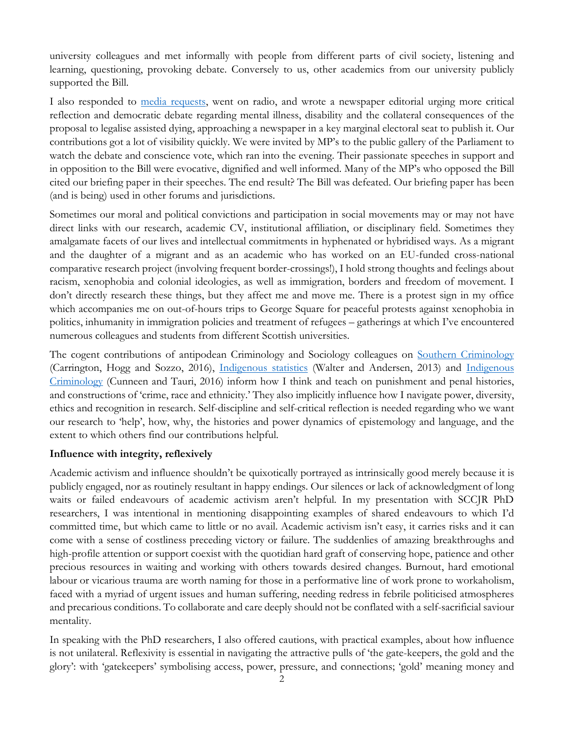university colleagues and met informally with people from different parts of civil society, listening and learning, questioning, provoking debate. Conversely to us, other academics from our university publicly supported the Bill.

I also responded to [media requests](), went on radio, and wrote a newspaper editorial urging more critical reflection and democratic debate regarding mental illness, disability and the collateral consequences of the proposal to legalise assisted dying, approaching a newspaper in a key marginal electoral seat to publish it. Our contributions got a lot of visibility quickly. We were invited by MP's to the public gallery of the Parliament to watch the debate and conscience vote, which ran into the evening. Their passionate speeches in support and in opposition to the Bill were evocative, dignified and well informed. Many of the MP's who opposed the Bill cited our briefing paper in their speeches. The end result? The Bill was defeated. Our briefing paper has been (and is being) used in other forums and jurisdictions.

Sometimes our moral and political convictions and participation in social movements may or may not have direct links with our research, academic CV, institutional affiliation, or disciplinary field. Sometimes they amalgamate facets of our lives and intellectual commitments in hyphenated or hybridised ways. As a migrant and the daughter of a migrant and as an academic who has worked on an EU-funded cross-national comparative research project (involving frequent border-crossings!), I hold strong thoughts and feelings about racism, xenophobia and colonial ideologies, as well as immigration, borders and freedom of movement. I don't directly research these things, but they affect me and move me. There is a protest sign in my office which accompanies me on out-of-hours trips to George Square for peaceful protests against xenophobia in politics, inhumanity in immigration policies and treatment of refugees – gatherings at which I've encountered numerous colleagues and students from different Scottish universities.

The cogent contributions of antipodean Criminology and Sociology colleagues on [Southern Criminology]() (Carrington, Hogg and Sozzo, 2016), [Indigenous statistics]() (Walter and Andersen, 2013) and [Indigenous Criminology]() (Cunneen and Tauri, 2016) inform how I think and teach on punishment and penal histories, and constructions of 'crime, race and ethnicity.' They also implicitly influence how I navigate power, diversity, ethics and recognition in research. Self-discipline and self-critical reflection is needed regarding who we want our research to 'help', how, why, the histories and power dynamics of epistemology and language, and the extent to which others find our contributions helpful.

**Influence with integrity, reflexively**

Academic activism and influence shouldn't be quixotically portrayed as intrinsically good merely because it is publicly engaged, nor as routinely resultant in happy endings. Our silences or lack of acknowledgment of long waits or failed endeavours of academic activism aren't helpful. In my presentation with SCCJR PhD researchers, I was intentional in mentioning disappointing examples of shared endeavours to which I'd committed time, but which came to little or no avail. Academic activism isn't easy, it carries risks and it can come with a sense of costliness preceding victory or failure. The suddenlies of amazing breakthroughs and high-profile attention or support coexist with the quotidian hard graft of conserving hope, patience and other precious resources in waiting and working with others towards desired changes. Burnout, hard emotional labour or vicarious trauma are worth naming for those in a performative line of work prone to workaholism, faced with a myriad of urgent issues and human suffering, needing redress in febrile politicised atmospheres and precarious conditions. To collaborate and care deeply should not be conflated with a self-sacrificial saviour mentality.

In speaking with the PhD researchers, I also offered cautions, with practical examples, about how influence is not unilateral. Reflexivity is essential in navigating the attractive pulls of 'the gate-keepers, the gold and the glory': with 'gatekeepers' symbolising access, power, pressure, and connections; 'gold' meaning money and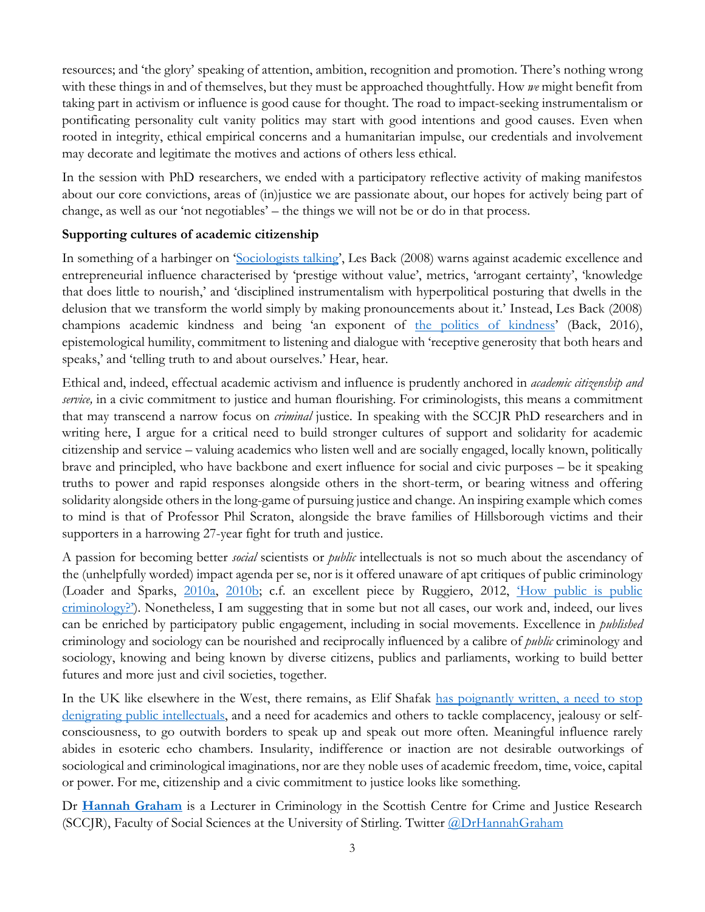resources; and 'the glory' speaking of attention, ambition, recognition and promotion. There's nothing wrong with these things in and of themselves, but they must be approached thoughtfully. How *we* might benefit from taking part in activism or influence is good cause for thought. The road to impact-seeking instrumentalism or pontificating personality cult vanity politics may start with good intentions and good causes. Even when rooted in integrity, ethical empirical concerns and a humanitarian impulse, our credentials and involvement may decorate and legitimate the motives and actions of others less ethical.

In the session with PhD researchers, we ended with a participatory reflective activity of making manifestos about our core convictions, areas of (in)justice we are passionate about, our hopes for actively being part of change, as well as our 'not negotiables' – the things we will not be or do in that process.

**Supporting cultures of academic citizenship**

In something of a harbinger on 'Sociologists talking', Les Back (2008) warns against academic excellence and entrepreneurial influence characterised by 'prestige without value', metrics, 'arrogant certainty', 'knowledge that does little to nourish,' and 'disciplined instrumentalism with hyperpolitical posturing that dwells in the delusion that we transform the world simply by making pronouncements about it.' Instead, Les Back (2008) champions academic kindness and being 'an exponent of the politics of kindness' (Back, 2016), epistemological humility, commitment to listening and dialogue with 'receptive generosity that both hears and speaks,' and 'telling truth to and about ourselves.' Hear, hear.

Ethical and, indeed, effectual academic activism and influence is prudently anchored in *academic citizenship and service,* in a civic commitment to justice and human flourishing. For criminologists, this means a commitment that may transcend a narrow focus on *criminal* justice. In speaking with the SCCJR PhD researchers and in writing here, I argue for a critical need to build stronger cultures of support and solidarity for academic citizenship and service – valuing academics who listen well and are socially engaged, locally known, politically brave and principled, who have backbone and exert influence for social and civic purposes – be it speaking truths to power and rapid responses alongside others in the short-term, or bearing witness and offering solidarity alongside others in the long-game of pursuing justice and change. An inspiring example which comes to mind is that of Professor Phil Scraton, alongside the brave families of Hillsborough victims and their supporters in a harrowing 27-year fight for truth and justice.

A passion for becoming better *social* scientists or *public* intellectuals is not so much about the ascendancy of the (unhelpfully worded) impact agenda per se, nor is it offered unaware of apt critiques of public criminology (Loader and Sparks, 2010a, 2010b; c.f. an excellent piece by Ruggiero, 2012, 'How public is public criminology?'). Nonetheless, I am suggesting that in some but not all cases, our work and, indeed, our lives can be enriched by participatory public engagement, including in social movements. Excellence in *published* criminology and sociology can be nourished and reciprocally influenced by a calibre of *public* criminology and sociology, knowing and being known by diverse citizens, publics and parliaments, working to build better futures and more just and civil societies, together.

In the UK like elsewhere in the West, there remains, as Elif Shafak has poignantly written, a need to stop denigrating public intellectuals, and a need for academics and others to tackle complacency, jealousy or self-consciousness, to go outwith borders to speak up and speak out more often. Meaningful influence rarely abides in esoteric echo chambers. Insularity, indifference or inaction are not desirable outworkings of sociological and criminological imaginations, nor are they noble uses of academic freedom, time, voice, capital or power. For me, citizenship and a civic commitment to justice looks like something.

Dr **Hannah Graham** is a Lecturer in Criminology in the Scottish Centre for Crime and Justice Research (SCCJR), Faculty of Social Sciences at the University of Stirling. Twitter @DrHannahGraham